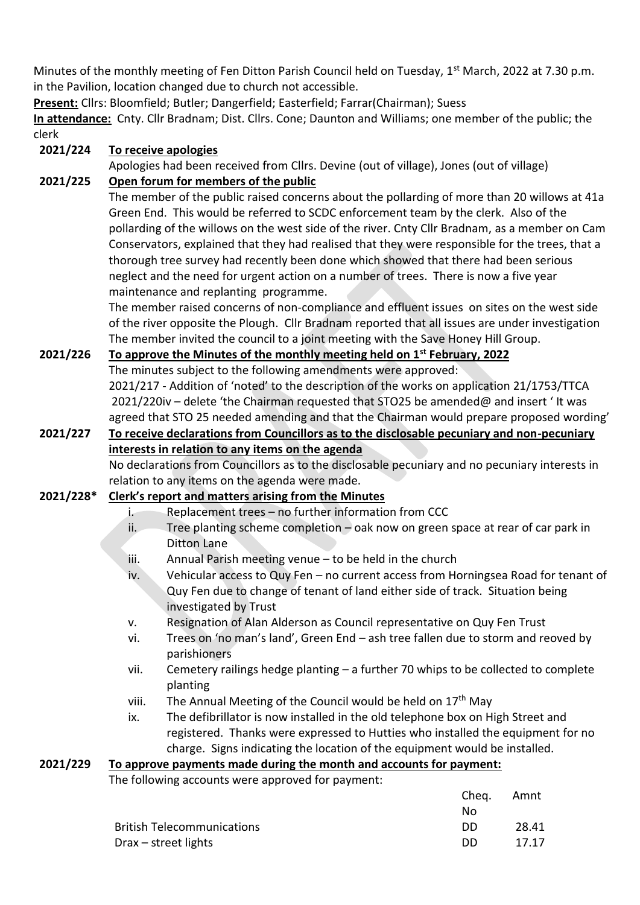Minutes of the monthly meeting of Fen Ditton Parish Council held on Tuesday, 1st March, 2022 at 7.30 p.m. in the Pavilion, location changed due to church not accessible.

**Present:** Cllrs: Bloomfield; Butler; Dangerfield; Easterfield; Farrar(Chairman); Suess

**In attendance:** Cnty. Cllr Bradnam; Dist. Cllrs. Cone; Daunton and Williams; one member of the public; the clerk

**2021/224 To receive apologies**

Apologies had been received from Cllrs. Devine (out of village), Jones (out of village)

**2021/225 Open forum for members of the public**

The member of the public raised concerns about the pollarding of more than 20 willows at 41a Green End. This would be referred to SCDC enforcement team by the clerk. Also of the pollarding of the willows on the west side of the river. Cnty Cllr Bradnam, as a member on Cam Conservators, explained that they had realised that they were responsible for the trees, that a thorough tree survey had recently been done which showed that there had been serious neglect and the need for urgent action on a number of trees. There is now a five year maintenance and replanting programme.

The member raised concerns of non-compliance and effluent issues on sites on the west side of the river opposite the Plough. Cllr Bradnam reported that all issues are under investigation

The member invited the council to a joint meeting with the Save Honey Hill Group.

**2021/226 To approve the Minutes of the monthly meeting held on 1st February, 2022**

The minutes subject to the following amendments were approved:

2021/217 - Addition of 'noted' to the description of the works on application 21/1753/TTCA

2021/220iv – delete 'the Chairman requested that STO25 be amended@ and insert ' It was agreed that STO 25 needed amending and that the Chairman would prepare proposed wording'

**2021/227 To receive declarations from Councillors as to the disclosable pecuniary and non-pecuniary interests in relation to any items on the agenda**

No declarations from Councillors as to the disclosable pecuniary and no pecuniary interests in relation to any items on the agenda were made.

**2021/228\* Clerk's report and matters arising from the Minutes**

i. Replacement trees – no further information from CCC
ii. Tree planting scheme completion – oak now on green space at rear of car park in Ditton Lane
iii. Annual Parish meeting venue – to be held in the church
iv. Vehicular access to Quy Fen – no current access from Horningsea Road for tenant of Quy Fen due to change of tenant of land either side of track. Situation being investigated by Trust
v. Resignation of Alan Alderson as Council representative on Quy Fen Trust
vi. Trees on 'no man's land', Green End – ash tree fallen due to storm and reoved by parishioners
vii. Cemetery railings hedge planting – a further 70 whips to be collected to complete planting
viii. The Annual Meeting of the Council would be held on 17th May
ix. The defibrillator is now installed in the old telephone box on High Street and registered. Thanks were expressed to Hutties who installed the equipment for no charge. Signs indicating the location of the equipment would be installed.

**2021/229 To approve payments made during the month and accounts for payment:**

The following accounts were approved for payment:

| | Cheq. No | Amnt |
|---|---|---|
| British Telecommunications | DD | 28.41 |
| Drax – street lights | DD | 17.17 |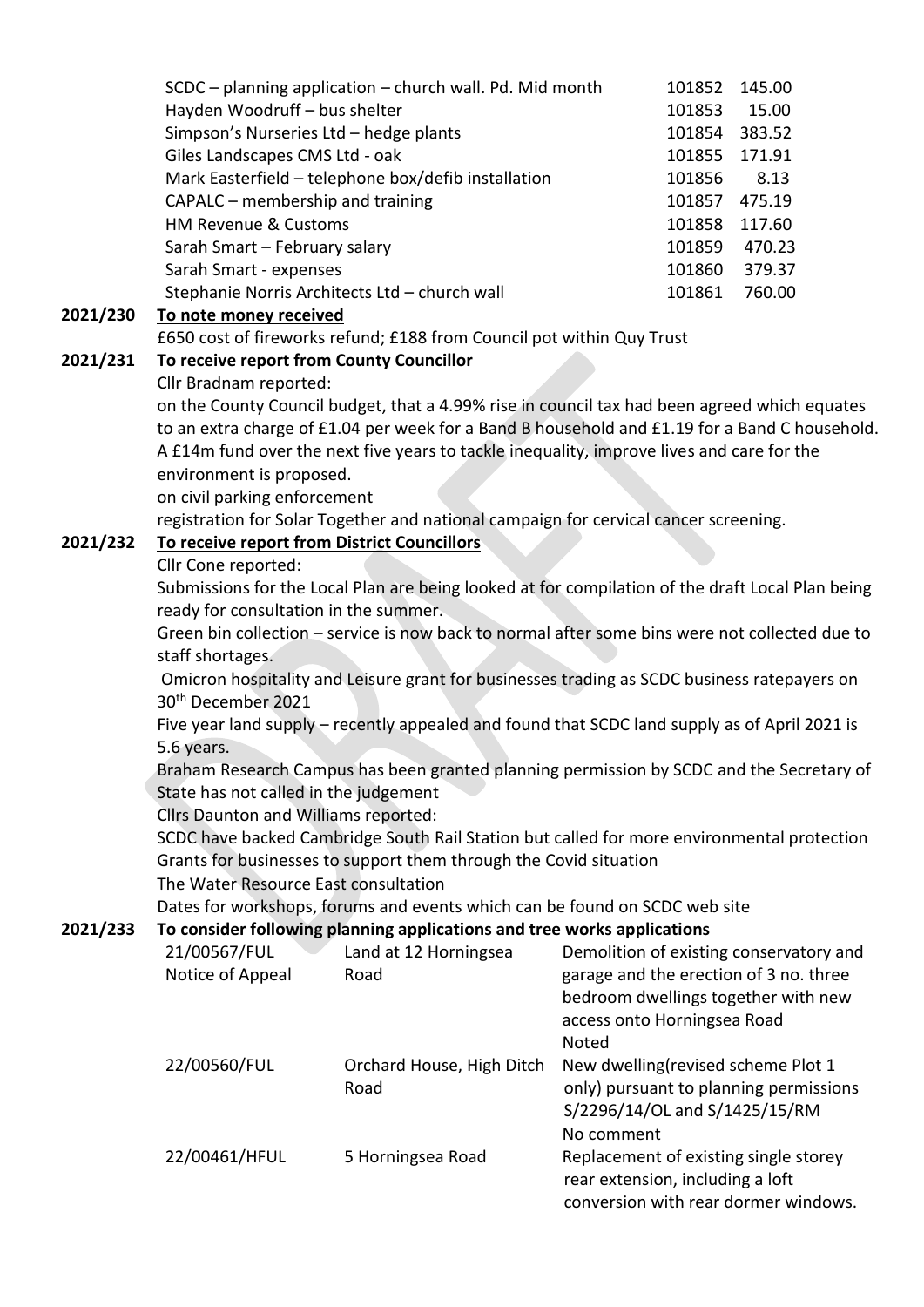| | | |
|---|---|---|
| SCDC – planning application – church wall. Pd. Mid month | 101852 | 145.00 |
| Hayden Woodruff – bus shelter | 101853 | 15.00 |
| Simpson's Nurseries Ltd – hedge plants | 101854 | 383.52 |
| Giles Landscapes CMS Ltd - oak | 101855 | 171.91 |
| Mark Easterfield – telephone box/defib installation | 101856 | 8.13 |
| CAPALC – membership and training | 101857 | 475.19 |
| HM Revenue & Customs | 101858 | 117.60 |
| Sarah Smart – February salary | 101859 | 470.23 |
| Sarah Smart - expenses | 101860 | 379.37 |
| Stephanie Norris Architects Ltd – church wall | 101861 | 760.00 |

**2021/230 To note money received**

£650 cost of fireworks refund; £188 from Council pot within Quy Trust

**2021/231 To receive report from County Councillor**

Cllr Bradnam reported:

on the County Council budget, that a 4.99% rise in council tax had been agreed which equates to an extra charge of £1.04 per week for a Band B household and £1.19 for a Band C household. A £14m fund over the next five years to tackle inequality, improve lives and care for the environment is proposed.

on civil parking enforcement

registration for Solar Together and national campaign for cervical cancer screening.

**2021/232 To receive report from District Councillors**

Cllr Cone reported:

Submissions for the Local Plan are being looked at for compilation of the draft Local Plan being ready for consultation in the summer.

Green bin collection – service is now back to normal after some bins were not collected due to staff shortages.

Omicron hospitality and Leisure grant for businesses trading as SCDC business ratepayers on 30th December 2021

Five year land supply – recently appealed and found that SCDC land supply as of April 2021 is 5.6 years.

Braham Research Campus has been granted planning permission by SCDC and the Secretary of State has not called in the judgement

Cllrs Daunton and Williams reported:

SCDC have backed Cambridge South Rail Station but called for more environmental protection

Grants for businesses to support them through the Covid situation

The Water Resource East consultation

Dates for workshops, forums and events which can be found on SCDC web site

**2021/233 To consider following planning applications and tree works applications**

| | | |
|---|---|---|
| 21/00567/FUL Notice of Appeal | Land at 12 Horningsea Road | Demolition of existing conservatory and garage and the erection of 3 no. three bedroom dwellings together with new access onto Horningsea Road<br>Noted |
| 22/00560/FUL | Orchard House, High Ditch Road | New dwelling(revised scheme Plot 1 only) pursuant to planning permissions S/2296/14/OL and S/1425/15/RM<br>No comment |
| 22/00461/HFUL | 5 Horningsea Road | Replacement of existing single storey rear extension, including a loft conversion with rear dormer windows. |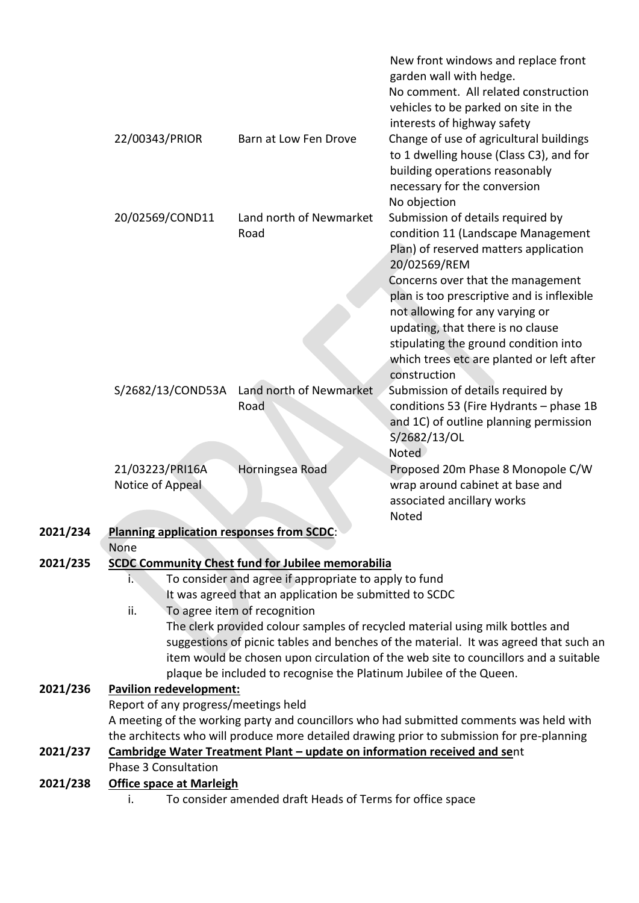| | | |
|---|---|---|
| | | New front windows and replace front garden wall with hedge.<br>No comment. All related construction vehicles to be parked on site in the interests of highway safety |
| 22/00343/PRIOR | Barn at Low Fen Drove | Change of use of agricultural buildings to 1 dwelling house (Class C3), and for building operations reasonably necessary for the conversion<br>No objection |
| 20/02569/COND11 | Land north of Newmarket Road | Submission of details required by condition 11 (Landscape Management Plan) of reserved matters application 20/02569/REM<br>Concerns over that the management plan is too prescriptive and is inflexible not allowing for any varying or updating, that there is no clause stipulating the ground condition into which trees etc are planted or left after construction |
| S/2682/13/COND53A | Land north of Newmarket Road | Submission of details required by conditions 53 (Fire Hydrants – phase 1B and 1C) of outline planning permission S/2682/13/OL<br>Noted |
| 21/03223/PRI16A Notice of Appeal | Horningsea Road | Proposed 20m Phase 8 Monopole C/W wrap around cabinet at base and associated ancillary works<br>Noted |

**2021/234** **Planning application responses from SCDC**:

None

**2021/235** **SCDC Community Chest fund for Jubilee memorabilia**

i. To consider and agree if appropriate to apply to fund
It was agreed that an application be submitted to SCDC

ii. To agree item of recognition
The clerk provided colour samples of recycled material using milk bottles and suggestions of picnic tables and benches of the material. It was agreed that such an item would be chosen upon circulation of the web site to councillors and a suitable plaque be included to recognise the Platinum Jubilee of the Queen.

**2021/236** **Pavilion redevelopment:**

Report of any progress/meetings held

A meeting of the working party and councillors who had submitted comments was held with the architects who will produce more detailed drawing prior to submission for pre-planning

**2021/237** **Cambridge Water Treatment Plant – update on information received and se**nt

Phase 3 Consultation

**2021/238** **Office space at Marleigh**

i. To consider amended draft Heads of Terms for office space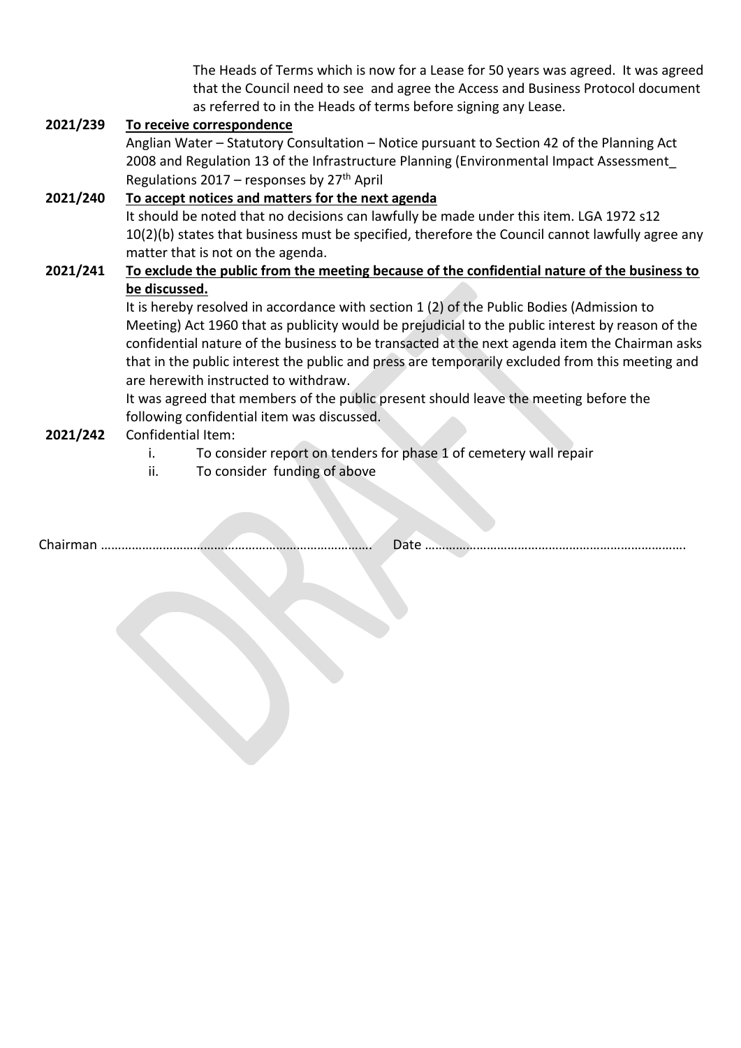The Heads of Terms which is now for a Lease for 50 years was agreed. It was agreed that the Council need to see and agree the Access and Business Protocol document as referred to in the Heads of terms before signing any Lease.

**2021/239** **To receive correspondence**

Anglian Water – Statutory Consultation – Notice pursuant to Section 42 of the Planning Act 2008 and Regulation 13 of the Infrastructure Planning (Environmental Impact Assessment_ Regulations 2017 – responses by 27th April

**2021/240** **To accept notices and matters for the next agenda**

It should be noted that no decisions can lawfully be made under this item. LGA 1972 s12 10(2)(b) states that business must be specified, therefore the Council cannot lawfully agree any matter that is not on the agenda.

**2021/241** **To exclude the public from the meeting because of the confidential nature of the business to be discussed.**

It is hereby resolved in accordance with section 1 (2) of the Public Bodies (Admission to Meeting) Act 1960 that as publicity would be prejudicial to the public interest by reason of the confidential nature of the business to be transacted at the next agenda item the Chairman asks that in the public interest the public and press are temporarily excluded from this meeting and are herewith instructed to withdraw.

It was agreed that members of the public present should leave the meeting before the following confidential item was discussed.

**2021/242** Confidential Item:

i. To consider report on tenders for phase 1 of cemetery wall repair
ii. To consider funding of above

Chairman ……………………………………………………………………. Date ………………………………………………………………….